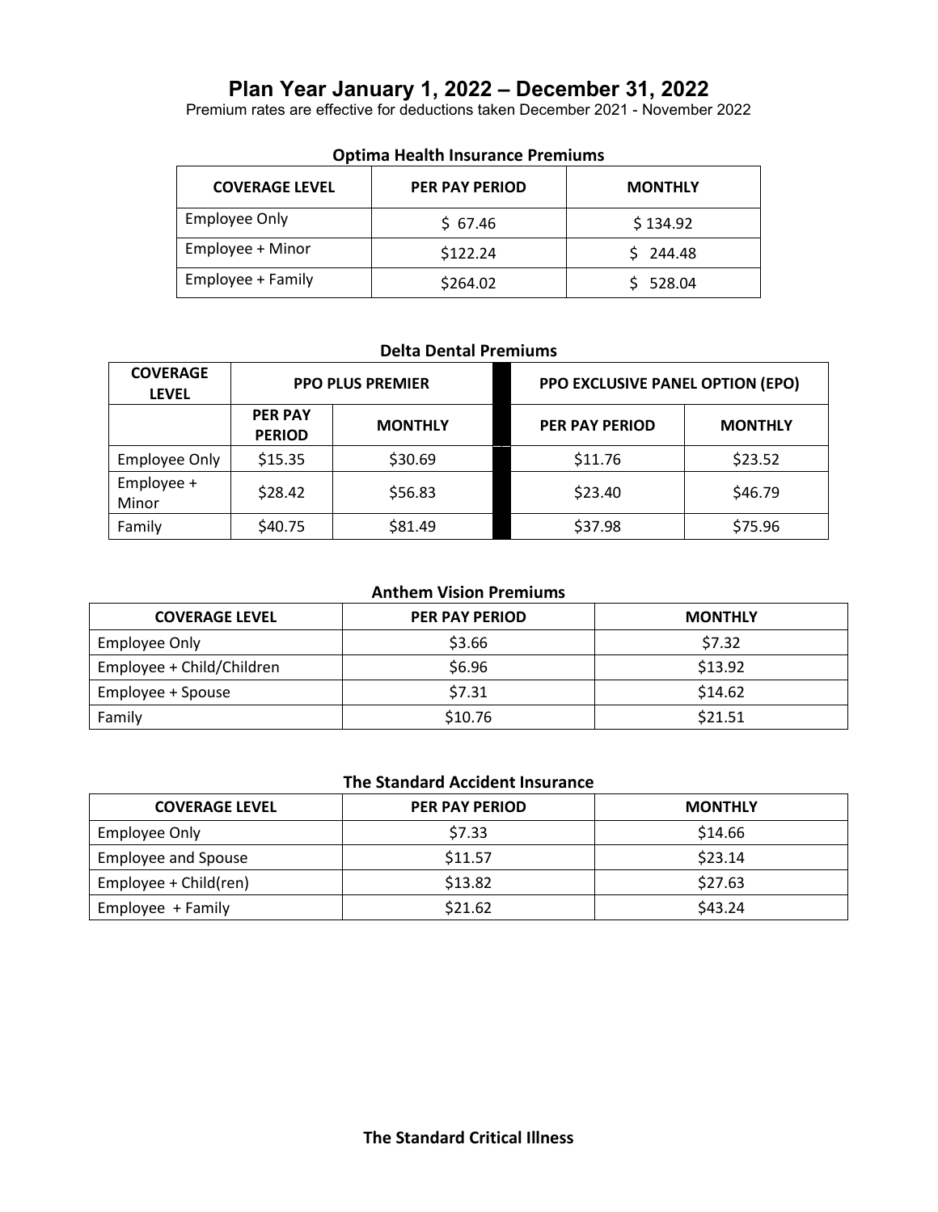# Plan Year January 1, 2022 – December 31, 2022

Premium rates are effective for deductions taken December 2021 - November 2022

**Optima Health Insurance Premiums**

| COVERAGE LEVEL | PER PAY PERIOD | MONTHLY |
|---|---|---|
| Employee Only | $ 67.46 | $ 134.92 |
| Employee + Minor | $122.24 | $ 244.48 |
| Employee + Family | $264.02 | $ 528.04 |

**Delta Dental Premiums**

| COVERAGE LEVEL | PPO PLUS PREMIER | | PPO EXCLUSIVE PANEL OPTION (EPO) | |
|---|---|---|---|---|
| | PER PAY PERIOD | MONTHLY | PER PAY PERIOD | MONTHLY |
| Employee Only | $15.35 | $30.69 | $11.76 | $23.52 |
| Employee + Minor | $28.42 | $56.83 | $23.40 | $46.79 |
| Family | $40.75 | $81.49 | $37.98 | $75.96 |

**Anthem Vision Premiums**

| COVERAGE LEVEL | PER PAY PERIOD | MONTHLY |
|---|---|---|
| Employee Only | $3.66 | $7.32 |
| Employee + Child/Children | $6.96 | $13.92 |
| Employee + Spouse | $7.31 | $14.62 |
| Family | $10.76 | $21.51 |

**The Standard Accident Insurance**

| COVERAGE LEVEL | PER PAY PERIOD | MONTHLY |
|---|---|---|
| Employee Only | $7.33 | $14.66 |
| Employee and Spouse | $11.57 | $23.14 |
| Employee + Child(ren) | $13.82 | $27.63 |
| Employee + Family | $21.62 | $43.24 |

**The Standard Critical Illness**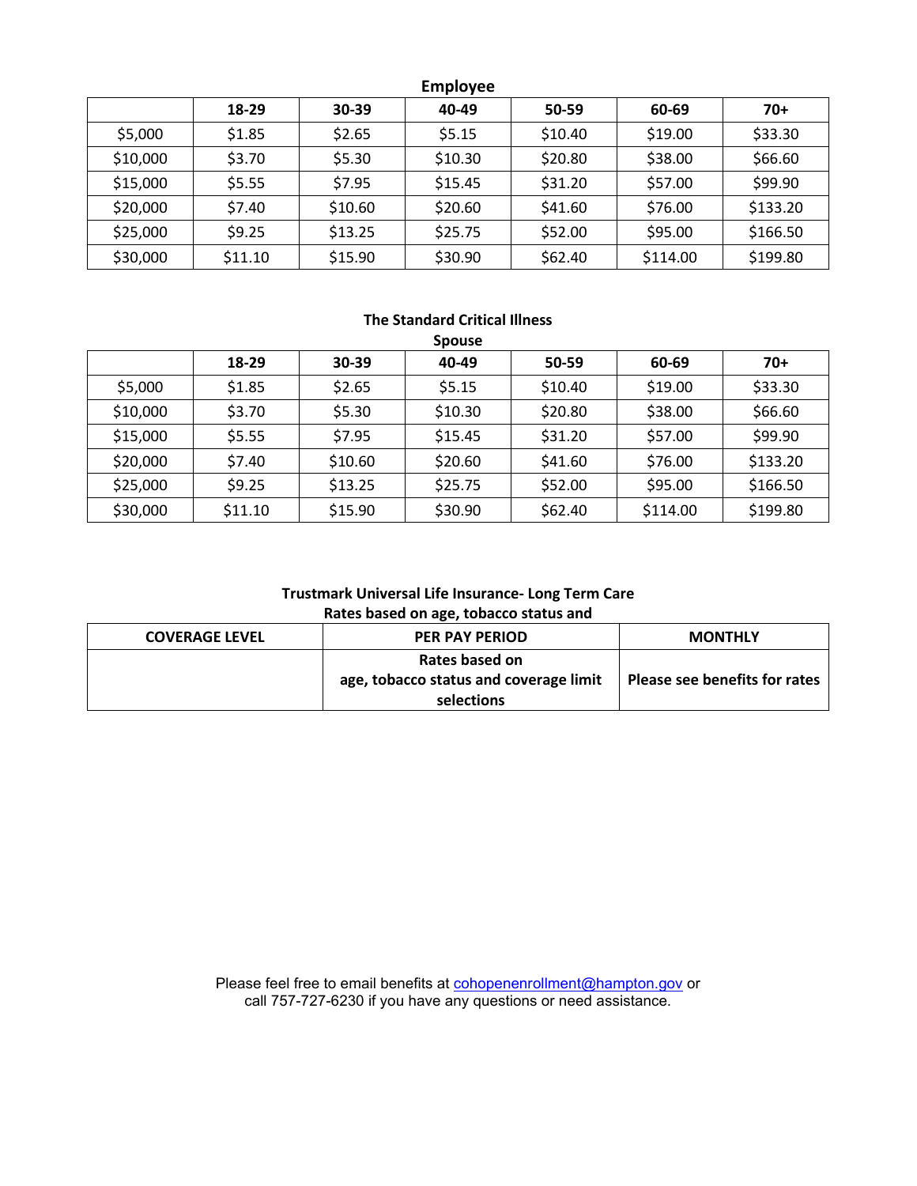**Employee**

| | 18-29 | 30-39 | 40-49 | 50-59 | 60-69 | 70+ |
|---|---|---|---|---|---|---|
| $5,000 | $1.85 | $2.65 | $5.15 | $10.40 | $19.00 | $33.30 |
| $10,000 | $3.70 | $5.30 | $10.30 | $20.80 | $38.00 | $66.60 |
| $15,000 | $5.55 | $7.95 | $15.45 | $31.20 | $57.00 | $99.90 |
| $20,000 | $7.40 | $10.60 | $20.60 | $41.60 | $76.00 | $133.20 |
| $25,000 | $9.25 | $13.25 | $25.75 | $52.00 | $95.00 | $166.50 |
| $30,000 | $11.10 | $15.90 | $30.90 | $62.40 | $114.00 | $199.80 |

**The Standard Critical Illness**

**Spouse**

| | 18-29 | 30-39 | 40-49 | 50-59 | 60-69 | 70+ |
|---|---|---|---|---|---|---|
| $5,000 | $1.85 | $2.65 | $5.15 | $10.40 | $19.00 | $33.30 |
| $10,000 | $3.70 | $5.30 | $10.30 | $20.80 | $38.00 | $66.60 |
| $15,000 | $5.55 | $7.95 | $15.45 | $31.20 | $57.00 | $99.90 |
| $20,000 | $7.40 | $10.60 | $20.60 | $41.60 | $76.00 | $133.20 |
| $25,000 | $9.25 | $13.25 | $25.75 | $52.00 | $95.00 | $166.50 |
| $30,000 | $11.10 | $15.90 | $30.90 | $62.40 | $114.00 | $199.80 |

**Trustmark Universal Life Insurance- Long Term Care**

**Rates based on age, tobacco status and**

| COVERAGE LEVEL | PER PAY PERIOD | MONTHLY |
|---|---|---|
| | Rates based on age, tobacco status and coverage limit selections | Please see benefits for rates |

Please feel free to email benefits at cohopenenrollment@hampton.gov or call 757-727-6230 if you have any questions or need assistance.